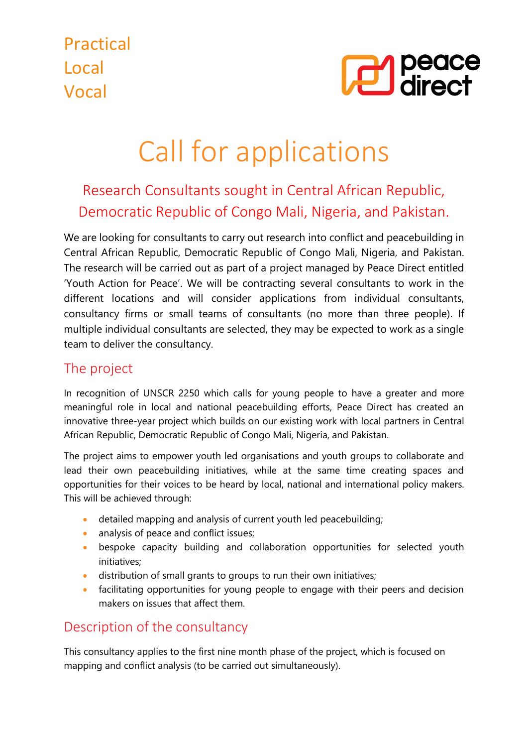Practical
Local
Vocal

peace direct

# Call for applications

## Research Consultants sought in Central African Republic, Democratic Republic of Congo Mali, Nigeria, and Pakistan.

We are looking for consultants to carry out research into conflict and peacebuilding in Central African Republic, Democratic Republic of Congo Mali, Nigeria, and Pakistan. The research will be carried out as part of a project managed by Peace Direct entitled 'Youth Action for Peace'. We will be contracting several consultants to work in the different locations and will consider applications from individual consultants, consultancy firms or small teams of consultants (no more than three people). If multiple individual consultants are selected, they may be expected to work as a single team to deliver the consultancy.

## The project

In recognition of UNSCR 2250 which calls for young people to have a greater and more meaningful role in local and national peacebuilding efforts, Peace Direct has created an innovative three-year project which builds on our existing work with local partners in Central African Republic, Democratic Republic of Congo Mali, Nigeria, and Pakistan.

The project aims to empower youth led organisations and youth groups to collaborate and lead their own peacebuilding initiatives, while at the same time creating spaces and opportunities for their voices to be heard by local, national and international policy makers. This will be achieved through:

- detailed mapping and analysis of current youth led peacebuilding;
- analysis of peace and conflict issues;
- bespoke capacity building and collaboration opportunities for selected youth initiatives;
- distribution of small grants to groups to run their own initiatives;
- facilitating opportunities for young people to engage with their peers and decision makers on issues that affect them.

## Description of the consultancy

This consultancy applies to the first nine month phase of the project, which is focused on mapping and conflict analysis (to be carried out simultaneously).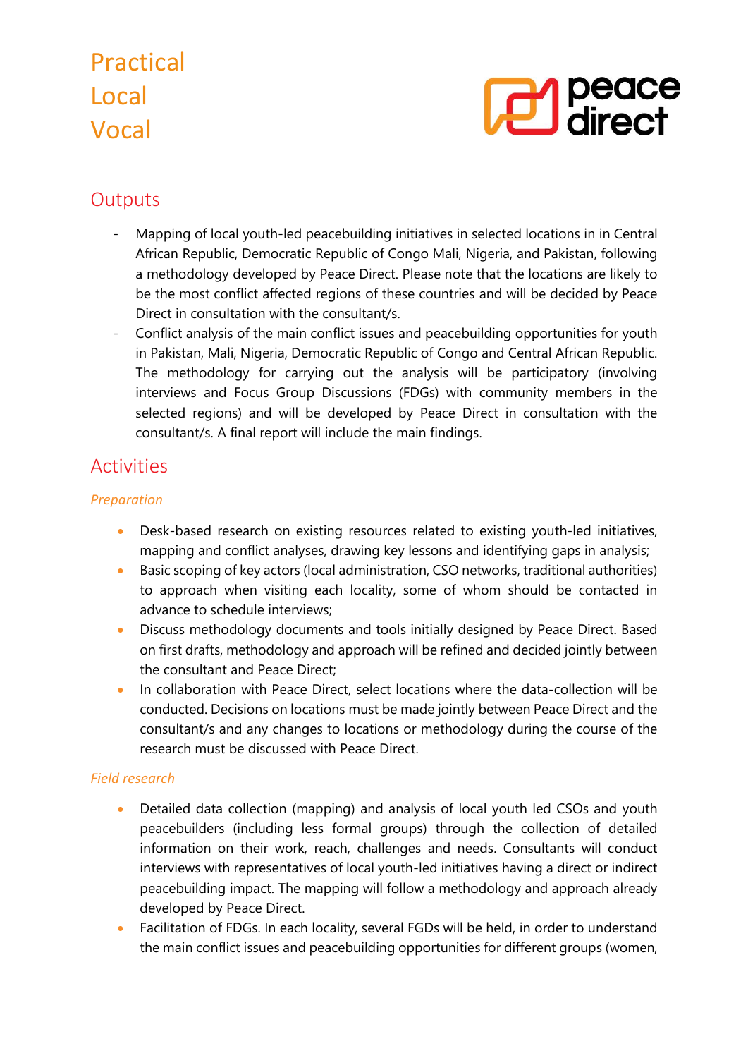## Outputs

- Mapping of local youth-led peacebuilding initiatives in selected locations in in Central African Republic, Democratic Republic of Congo Mali, Nigeria, and Pakistan, following a methodology developed by Peace Direct. Please note that the locations are likely to be the most conflict affected regions of these countries and will be decided by Peace Direct in consultation with the consultant/s.
- Conflict analysis of the main conflict issues and peacebuilding opportunities for youth in Pakistan, Mali, Nigeria, Democratic Republic of Congo and Central African Republic. The methodology for carrying out the analysis will be participatory (involving interviews and Focus Group Discussions (FDGs) with community members in the selected regions) and will be developed by Peace Direct in consultation with the consultant/s. A final report will include the main findings.

## Activities

### *Preparation*

- Desk-based research on existing resources related to existing youth-led initiatives, mapping and conflict analyses, drawing key lessons and identifying gaps in analysis;
- Basic scoping of key actors (local administration, CSO networks, traditional authorities) to approach when visiting each locality, some of whom should be contacted in advance to schedule interviews;
- Discuss methodology documents and tools initially designed by Peace Direct. Based on first drafts, methodology and approach will be refined and decided jointly between the consultant and Peace Direct;
- In collaboration with Peace Direct, select locations where the data-collection will be conducted. Decisions on locations must be made jointly between Peace Direct and the consultant/s and any changes to locations or methodology during the course of the research must be discussed with Peace Direct.

### *Field research*

- Detailed data collection (mapping) and analysis of local youth led CSOs and youth peacebuilders (including less formal groups) through the collection of detailed information on their work, reach, challenges and needs. Consultants will conduct interviews with representatives of local youth-led initiatives having a direct or indirect peacebuilding impact. The mapping will follow a methodology and approach already developed by Peace Direct.
- Facilitation of FDGs. In each locality, several FGDs will be held, in order to understand the main conflict issues and peacebuilding opportunities for different groups (women,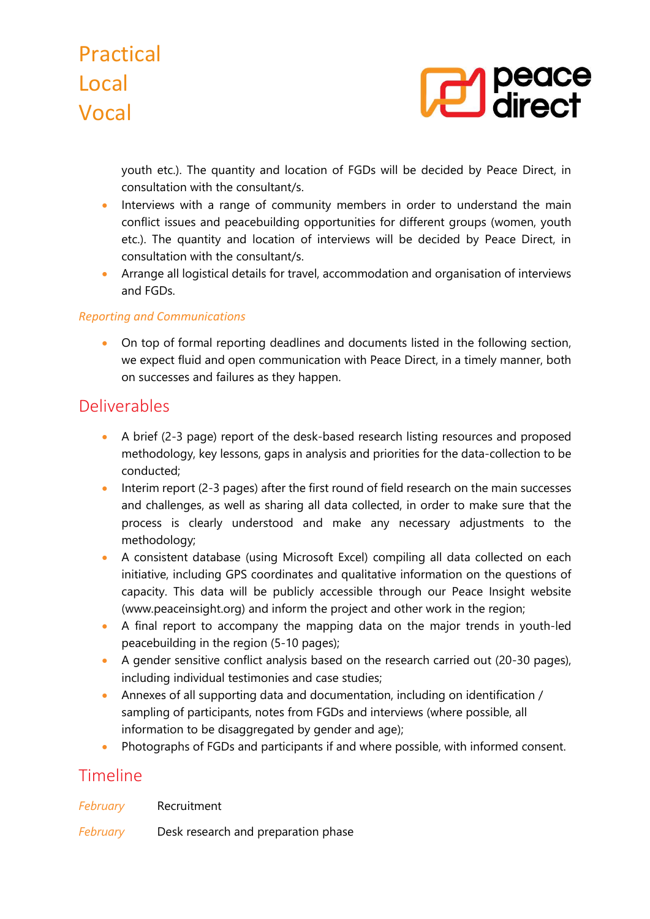youth etc.). The quantity and location of FGDs will be decided by Peace Direct, in consultation with the consultant/s.

- Interviews with a range of community members in order to understand the main conflict issues and peacebuilding opportunities for different groups (women, youth etc.). The quantity and location of interviews will be decided by Peace Direct, in consultation with the consultant/s.
- Arrange all logistical details for travel, accommodation and organisation of interviews and FGDs.

*Reporting and Communications*

- On top of formal reporting deadlines and documents listed in the following section, we expect fluid and open communication with Peace Direct, in a timely manner, both on successes and failures as they happen.

## Deliverables

- A brief (2-3 page) report of the desk-based research listing resources and proposed methodology, key lessons, gaps in analysis and priorities for the data-collection to be conducted;
- Interim report (2-3 pages) after the first round of field research on the main successes and challenges, as well as sharing all data collected, in order to make sure that the process is clearly understood and make any necessary adjustments to the methodology;
- A consistent database (using Microsoft Excel) compiling all data collected on each initiative, including GPS coordinates and qualitative information on the questions of capacity. This data will be publicly accessible through our Peace Insight website (www.peaceinsight.org) and inform the project and other work in the region;
- A final report to accompany the mapping data on the major trends in youth-led peacebuilding in the region (5-10 pages);
- A gender sensitive conflict analysis based on the research carried out (20-30 pages), including individual testimonies and case studies;
- Annexes of all supporting data and documentation, including on identification / sampling of participants, notes from FGDs and interviews (where possible, all information to be disaggregated by gender and age);
- Photographs of FGDs and participants if and where possible, with informed consent.

## Timeline

*February* Recruitment

*February* Desk research and preparation phase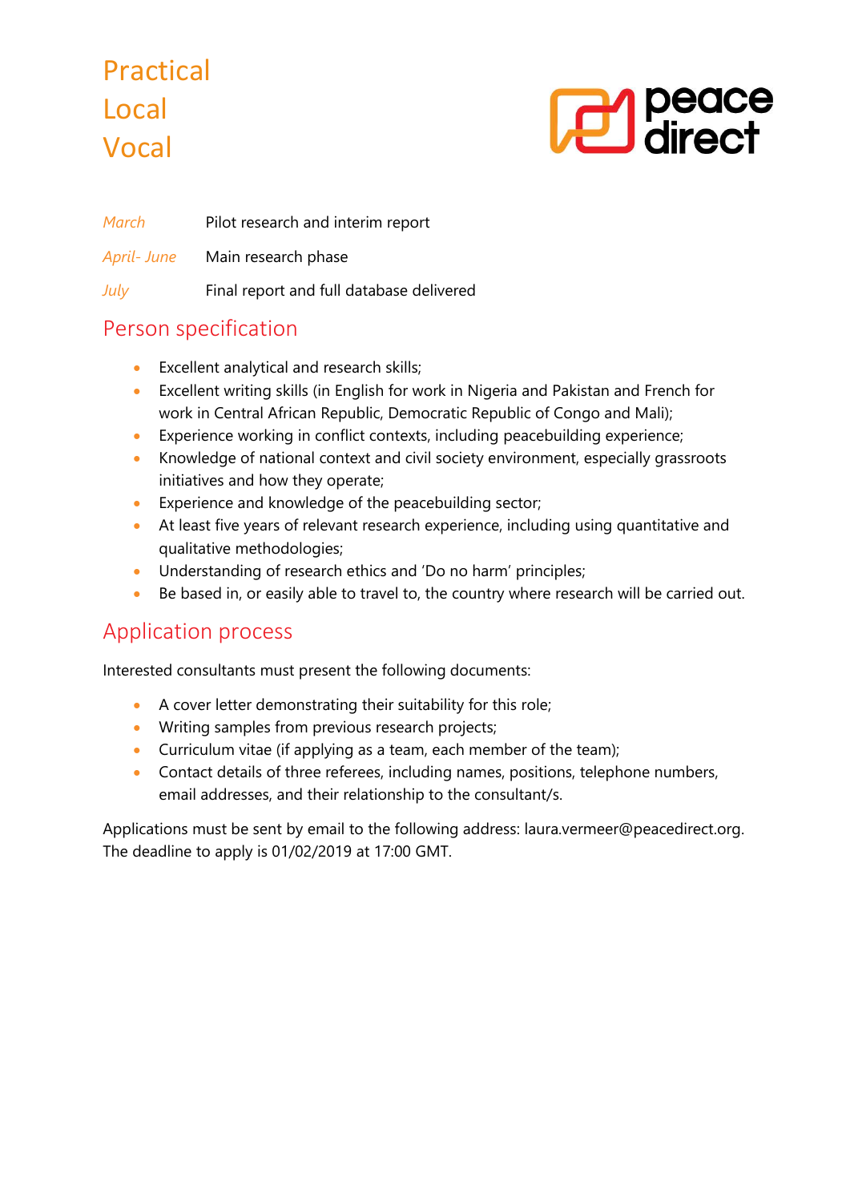Practical
Local
Vocal

peace direct

| | |
|---|---|
| *March* | Pilot research and interim report |
| *April- June* | Main research phase |
| *July* | Final report and full database delivered |

## Person specification

- Excellent analytical and research skills;
- Excellent writing skills (in English for work in Nigeria and Pakistan and French for work in Central African Republic, Democratic Republic of Congo and Mali);
- Experience working in conflict contexts, including peacebuilding experience;
- Knowledge of national context and civil society environment, especially grassroots initiatives and how they operate;
- Experience and knowledge of the peacebuilding sector;
- At least five years of relevant research experience, including using quantitative and qualitative methodologies;
- Understanding of research ethics and 'Do no harm' principles;
- Be based in, or easily able to travel to, the country where research will be carried out.

## Application process

Interested consultants must present the following documents:

- A cover letter demonstrating their suitability for this role;
- Writing samples from previous research projects;
- Curriculum vitae (if applying as a team, each member of the team);
- Contact details of three referees, including names, positions, telephone numbers, email addresses, and their relationship to the consultant/s.

Applications must be sent by email to the following address: laura.vermeer@peacedirect.org. The deadline to apply is 01/02/2019 at 17:00 GMT.